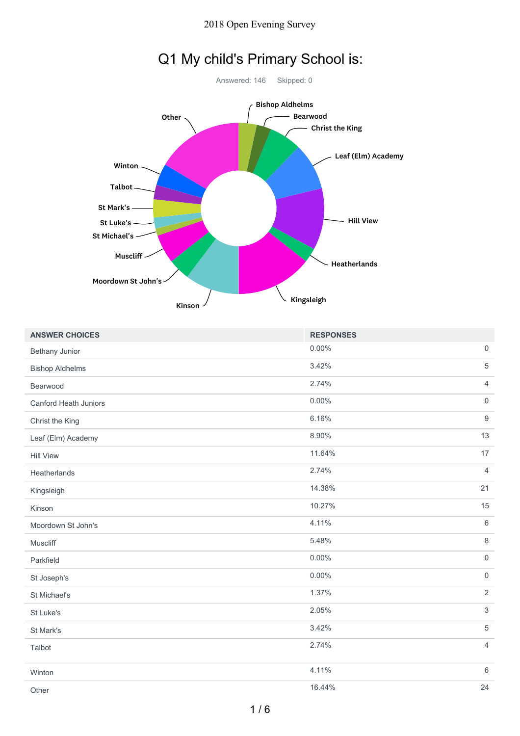# 2018 Open Evening Survey

## Q1 My child's Primary School is:

Answered: 146 Skipped: 0

| ANSWER CHOICES | RESPONSES | |
|---|---|---|
| Bethany Junior | 0.00% | 0 |
| Bishop Aldhelms | 3.42% | 5 |
| Bearwood | 2.74% | 4 |
| Canford Heath Juniors | 0.00% | 0 |
| Christ the King | 6.16% | 9 |
| Leaf (Elm) Academy | 8.90% | 13 |
| Hill View | 11.64% | 17 |
| Heatherlands | 2.74% | 4 |
| Kingsleigh | 14.38% | 21 |
| Kinson | 10.27% | 15 |
| Moordown St John's | 4.11% | 6 |
| Muscliff | 5.48% | 8 |
| Parkfield | 0.00% | 0 |
| St Joseph's | 0.00% | 0 |
| St Michael's | 1.37% | 2 |
| St Luke's | 2.05% | 3 |
| St Mark's | 3.42% | 5 |
| Talbot | 2.74% | 4 |
| Winton | 4.11% | 6 |
| Other | 16.44% | 24 |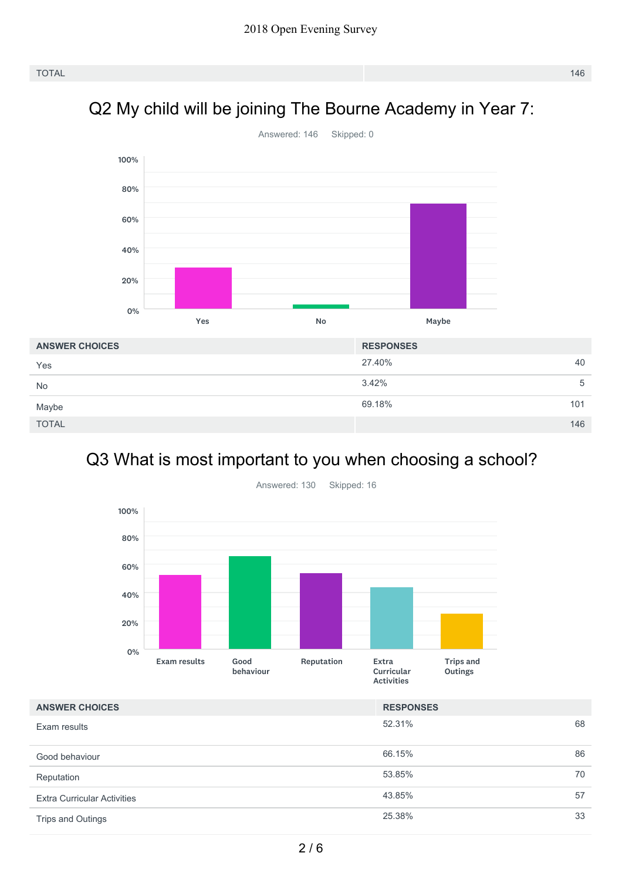| TOTAL | 146 |
| --- | --- |

## Q2 My child will be joining The Bourne Academy in Year 7:

Answered: 146 Skipped: 0

| ANSWER CHOICES | RESPONSES | |
| --- | --- | --- |
| Yes | 27.40% | 40 |
| No | 3.42% | 5 |
| Maybe | 69.18% | 101 |
| TOTAL | | 146 |

## Q3 What is most important to you when choosing a school?

Answered: 130 Skipped: 16

| ANSWER CHOICES | RESPONSES | |
| --- | --- | --- |
| Exam results | 52.31% | 68 |
| Good behaviour | 66.15% | 86 |
| Reputation | 53.85% | 70 |
| Extra Curricular Activities | 43.85% | 57 |
| Trips and Outings | 25.38% | 33 |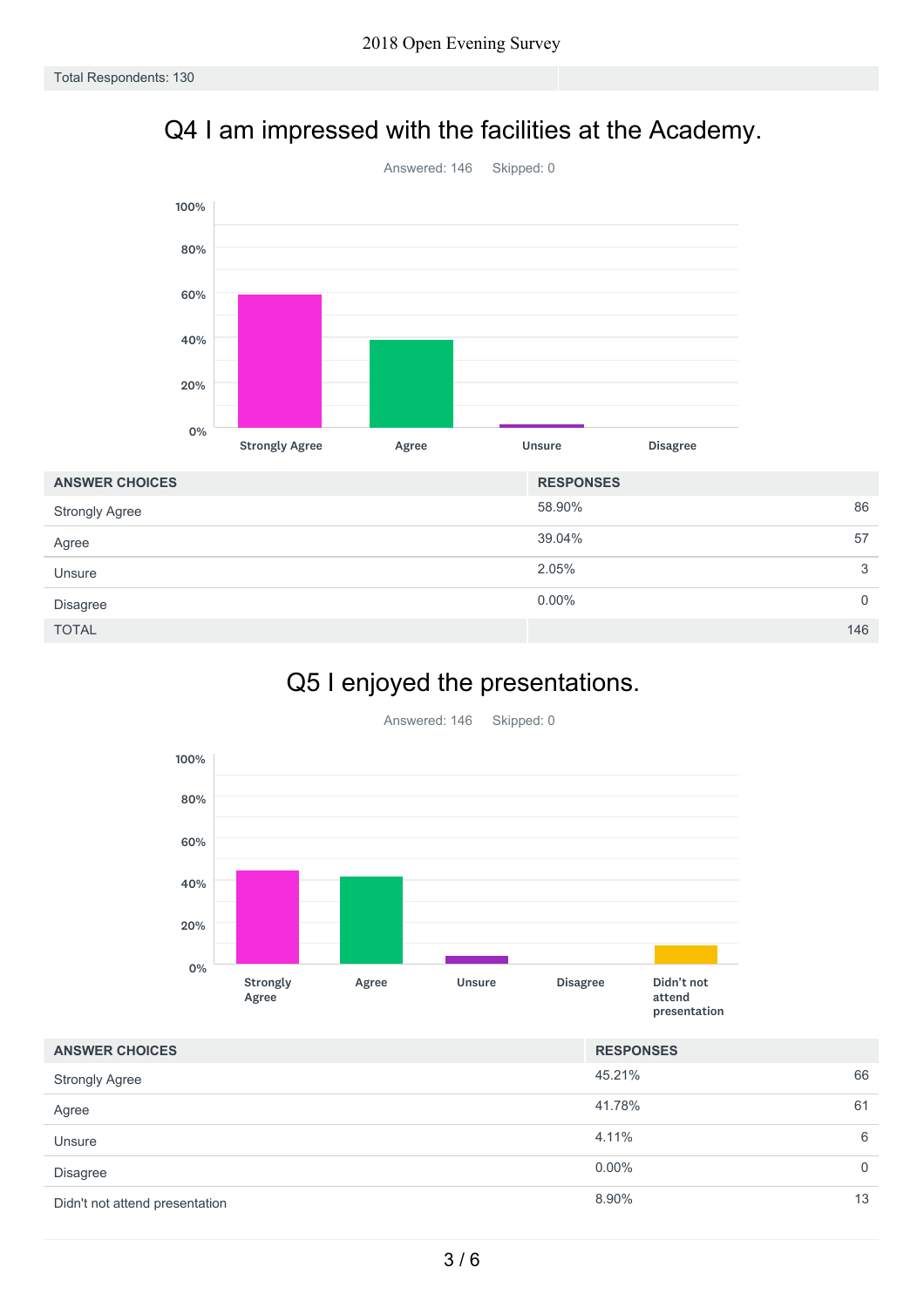2018 Open Evening Survey

Total Respondents: 130

## Q4 I am impressed with the facilities at the Academy.

Answered: 146    Skipped: 0

| ANSWER CHOICES | RESPONSES | |
|---|---|---|
| Strongly Agree | 58.90% | 86 |
| Agree | 39.04% | 57 |
| Unsure | 2.05% | 3 |
| Disagree | 0.00% | 0 |
| TOTAL | | 146 |

## Q5 I enjoyed the presentations.

Answered: 146    Skipped: 0

| ANSWER CHOICES | RESPONSES | |
|---|---|---|
| Strongly Agree | 45.21% | 66 |
| Agree | 41.78% | 61 |
| Unsure | 4.11% | 6 |
| Disagree | 0.00% | 0 |
| Didn't not attend presentation | 8.90% | 13 |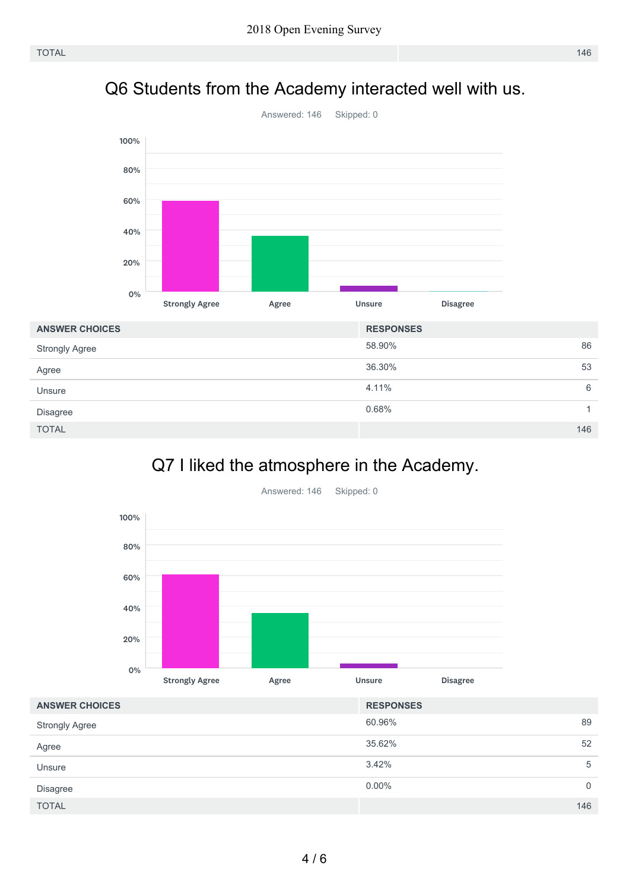| TOTAL | 146 |
|---|---|

## Q6 Students from the Academy interacted well with us.

Answered: 146 Skipped: 0

| ANSWER CHOICES | RESPONSES | |
|---|---|---|
| Strongly Agree | 58.90% | 86 |
| Agree | 36.30% | 53 |
| Unsure | 4.11% | 6 |
| Disagree | 0.68% | 1 |
| TOTAL | | 146 |

## Q7 I liked the atmosphere in the Academy.

Answered: 146 Skipped: 0

| ANSWER CHOICES | RESPONSES | |
|---|---|---|
| Strongly Agree | 60.96% | 89 |
| Agree | 35.62% | 52 |
| Unsure | 3.42% | 5 |
| Disagree | 0.00% | 0 |
| TOTAL | | 146 |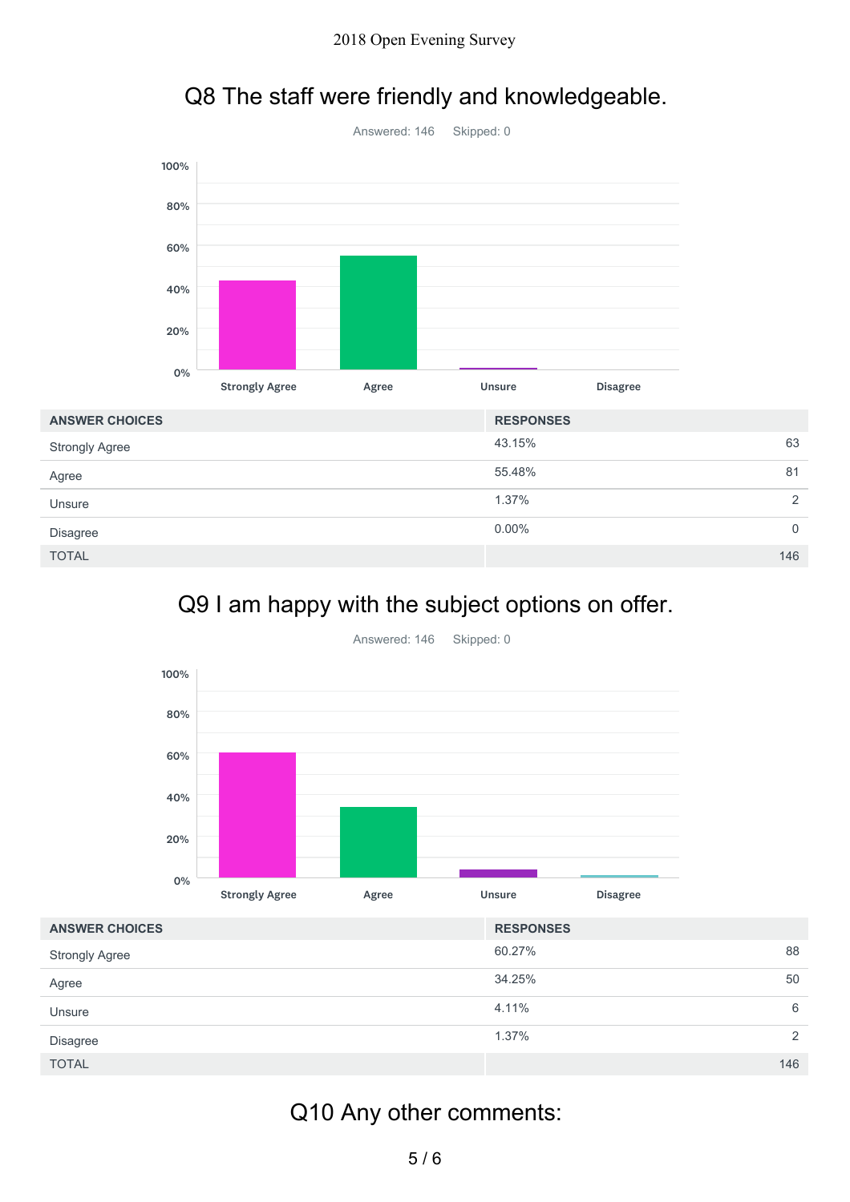## Q8 The staff were friendly and knowledgeable.

Answered: 146 Skipped: 0

| ANSWER CHOICES | RESPONSES | |
|---|---|---|
| Strongly Agree | 43.15% | 63 |
| Agree | 55.48% | 81 |
| Unsure | 1.37% | 2 |
| Disagree | 0.00% | 0 |
| TOTAL | | 146 |

## Q9 I am happy with the subject options on offer.

Answered: 146 Skipped: 0

| ANSWER CHOICES | RESPONSES | |
|---|---|---|
| Strongly Agree | 60.27% | 88 |
| Agree | 34.25% | 50 |
| Unsure | 4.11% | 6 |
| Disagree | 1.37% | 2 |
| TOTAL | | 146 |

## Q10 Any other comments: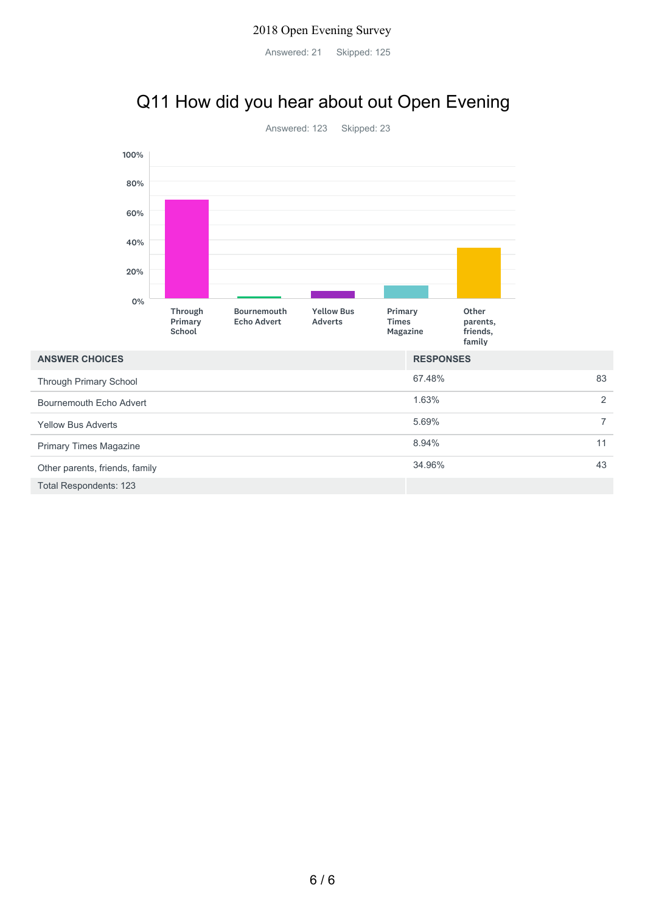2018 Open Evening Survey

Answered: 21 Skipped: 125

## Q11 How did you hear about out Open Evening

Answered: 123 Skipped: 23

100%
80%
60%
40%
20%
0%

Through Primary School
Bournemouth Echo Advert
Yellow Bus Adverts
Primary Times Magazine
Other parents, friends, family

| ANSWER CHOICES | RESPONSES | |
|---|---|---|
| Through Primary School | 67.48% | 83 |
| Bournemouth Echo Advert | 1.63% | 2 |
| Yellow Bus Adverts | 5.69% | 7 |
| Primary Times Magazine | 8.94% | 11 |
| Other parents, friends, family | 34.96% | 43 |
| Total Respondents: 123 | | |